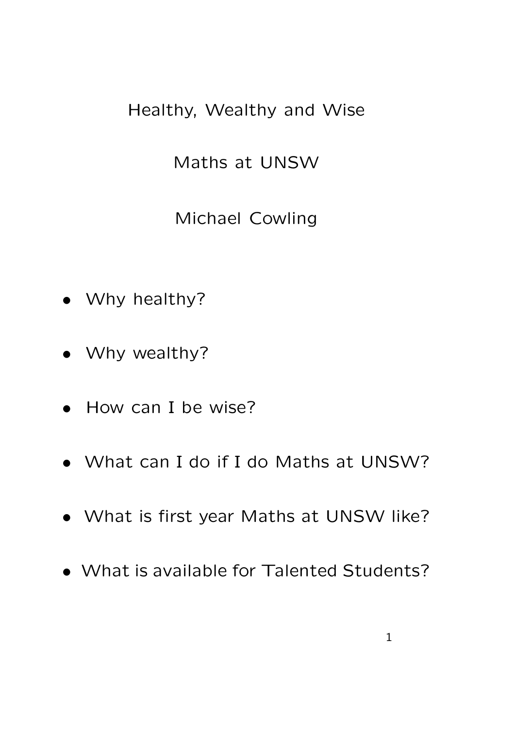# Healthy, Wealthy and Wise

## Maths at UNSW

### Michael Cowling

- Why healthy?
- Why wealthy?
- How can I be wise?
- What can I do if I do Maths at UNSW?
- What is first year Maths at UNSW like?
- What is available for Talented Students?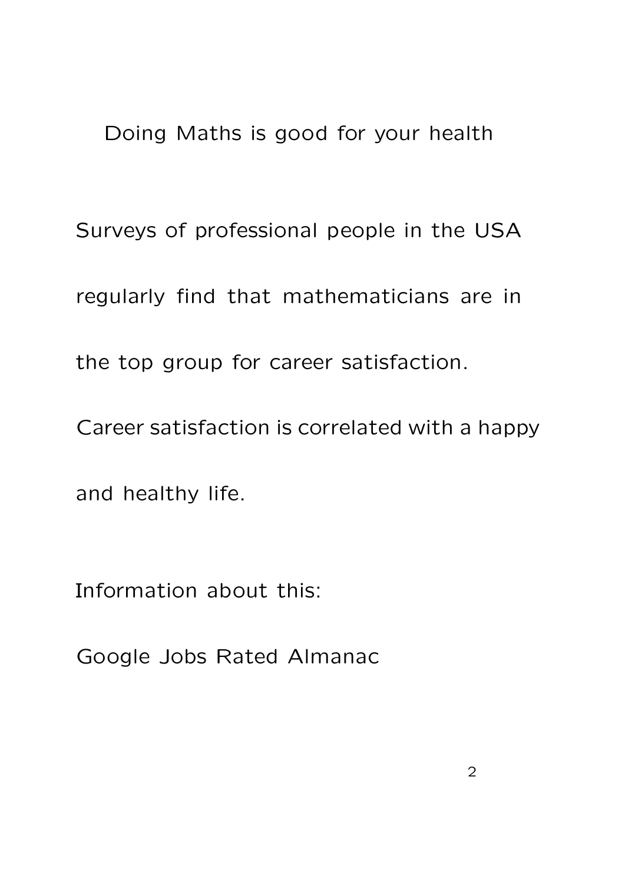# Doing Maths is good for your health

Surveys of professional people in the USA regularly find that mathematicians are in the top group for career satisfaction. Career satisfaction is correlated with a happy and healthy life.

Information about this:

Google Jobs Rated Almanac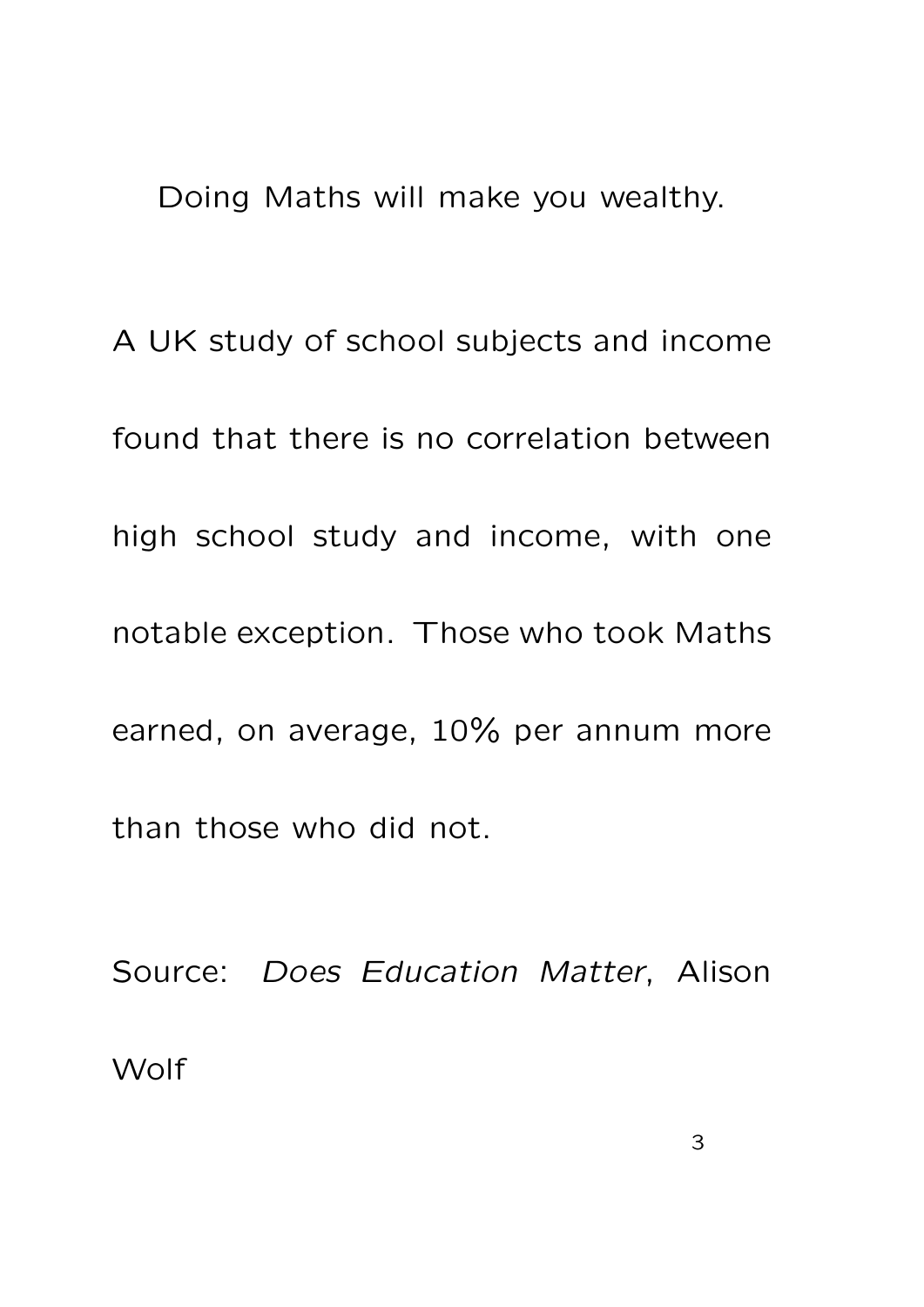Doing Maths will make you wealthy.

A UK study of school subjects and income found that there is no correlation between high school study and income, with one notable exception. Those who took Maths earned, on average, 10% per annum more than those who did not.

Source: *Does Education Matter*, Alison Wolf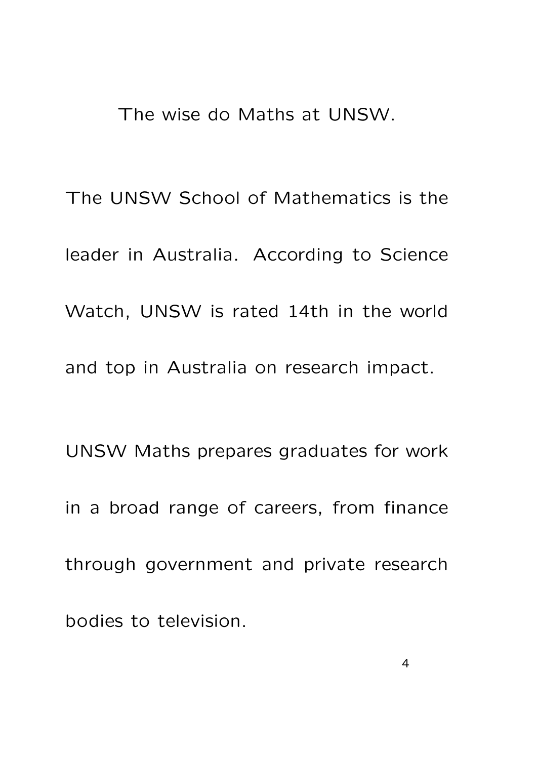The wise do Maths at UNSW.

The UNSW School of Mathematics is the leader in Australia. According to Science Watch, UNSW is rated 14th in the world and top in Australia on research impact.

UNSW Maths prepares graduates for work in a broad range of careers, from finance through government and private research bodies to television.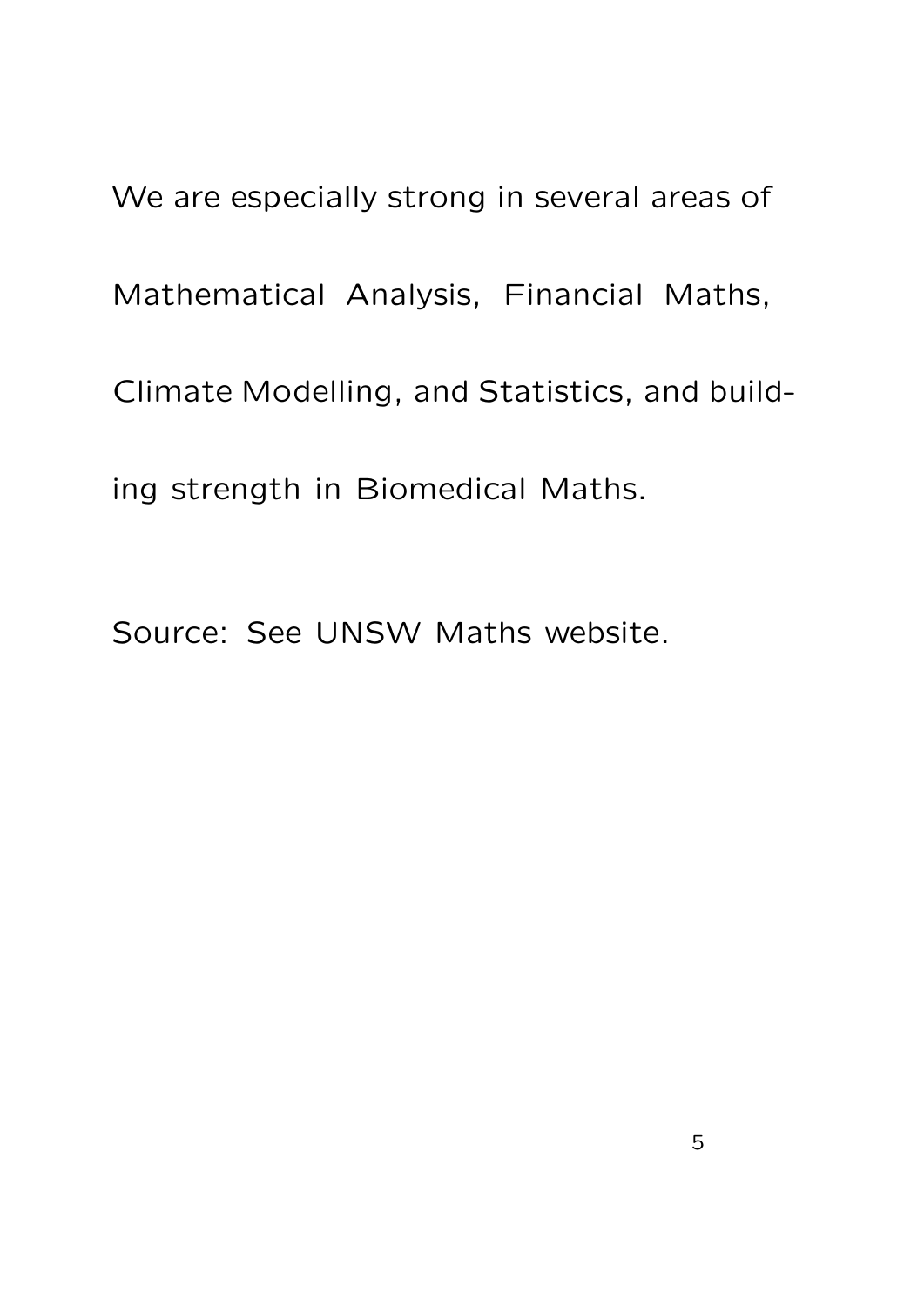We are especially strong in several areas of Mathematical Analysis, Financial Maths, Climate Modelling, and Statistics, and building strength in Biomedical Maths.

Source: See UNSW Maths website.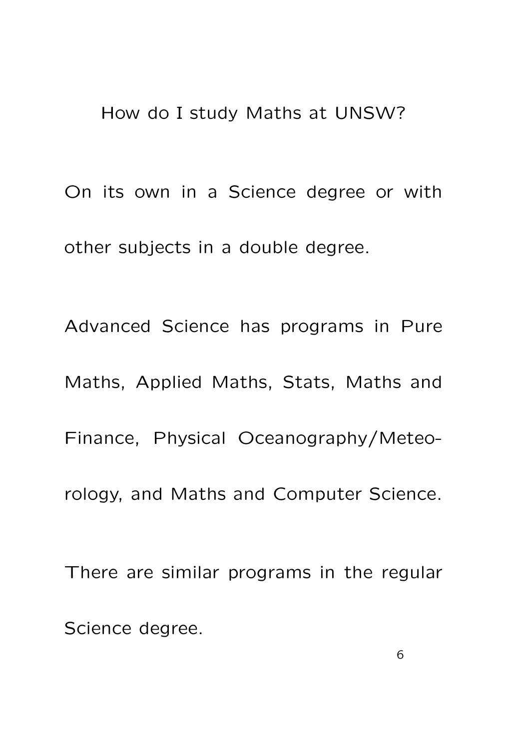## How do I study Maths at UNSW?

On its own in a Science degree or with other subjects in a double degree.

Advanced Science has programs in Pure Maths, Applied Maths, Stats, Maths and Finance, Physical Oceanography/Meteorology, and Maths and Computer Science.

There are similar programs in the regular Science degree.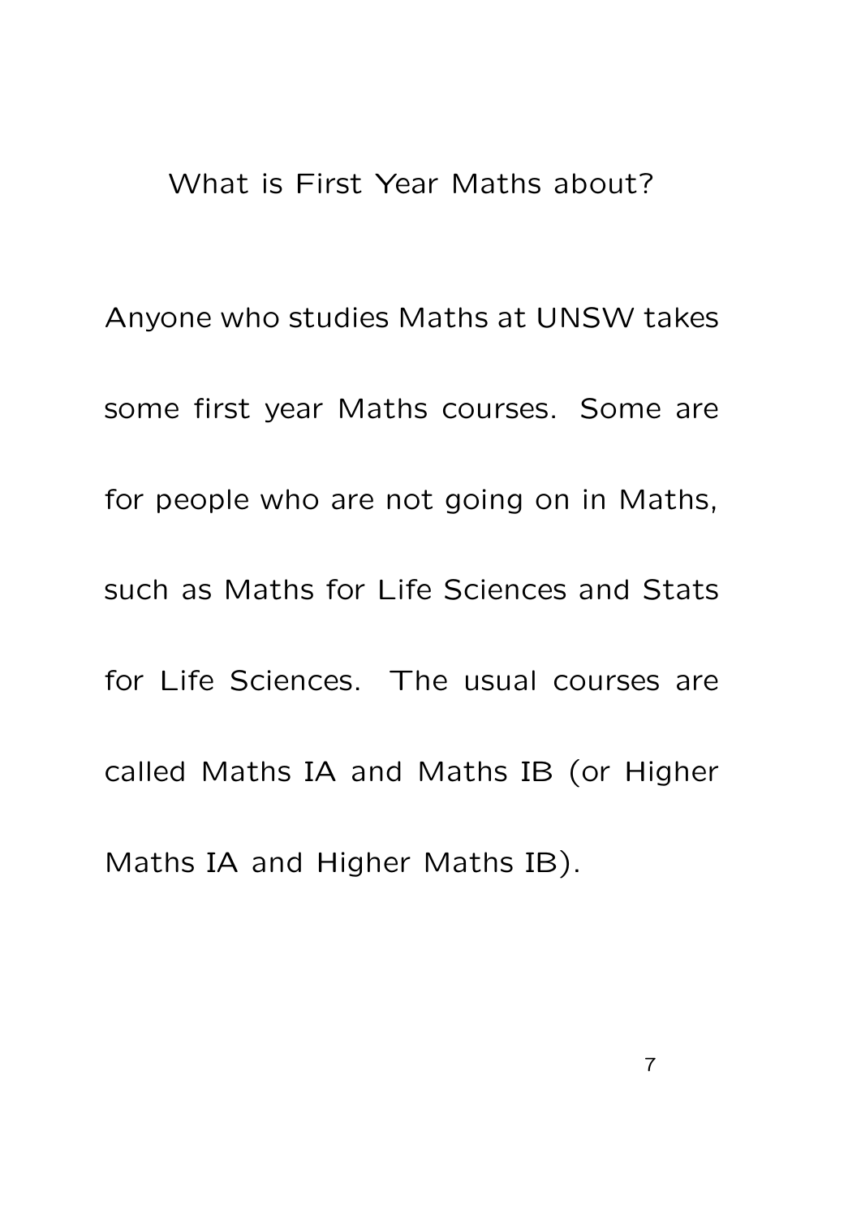## What is First Year Maths about?

Anyone who studies Maths at UNSW takes some first year Maths courses. Some are for people who are not going on in Maths, such as Maths for Life Sciences and Stats for Life Sciences. The usual courses are called Maths IA and Maths IB (or Higher Maths IA and Higher Maths IB).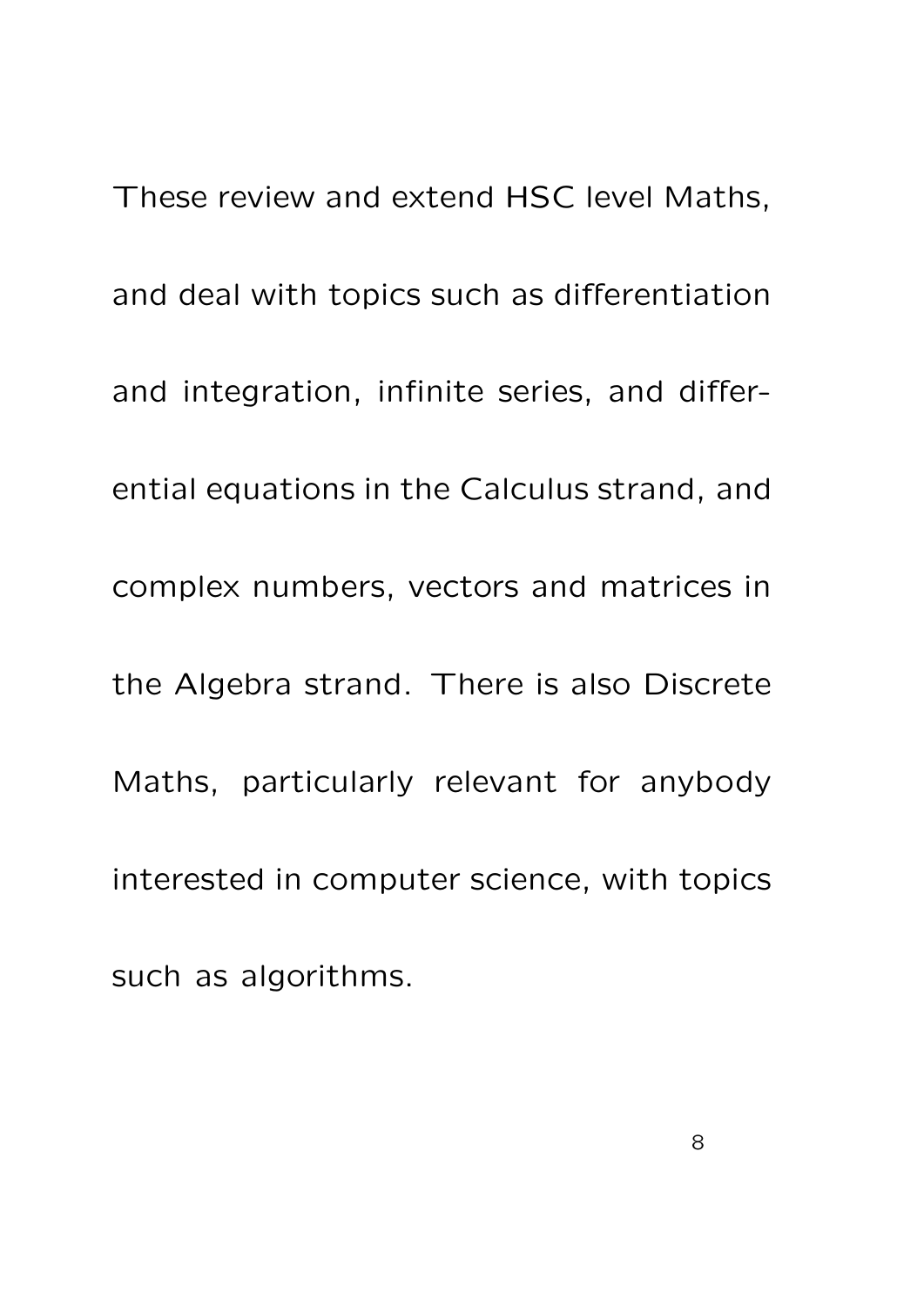These review and extend HSC level Maths, and deal with topics such as differentiation and integration, infinite series, and differential equations in the Calculus strand, and complex numbers, vectors and matrices in the Algebra strand. There is also Discrete Maths, particularly relevant for anybody interested in computer science, with topics such as algorithms.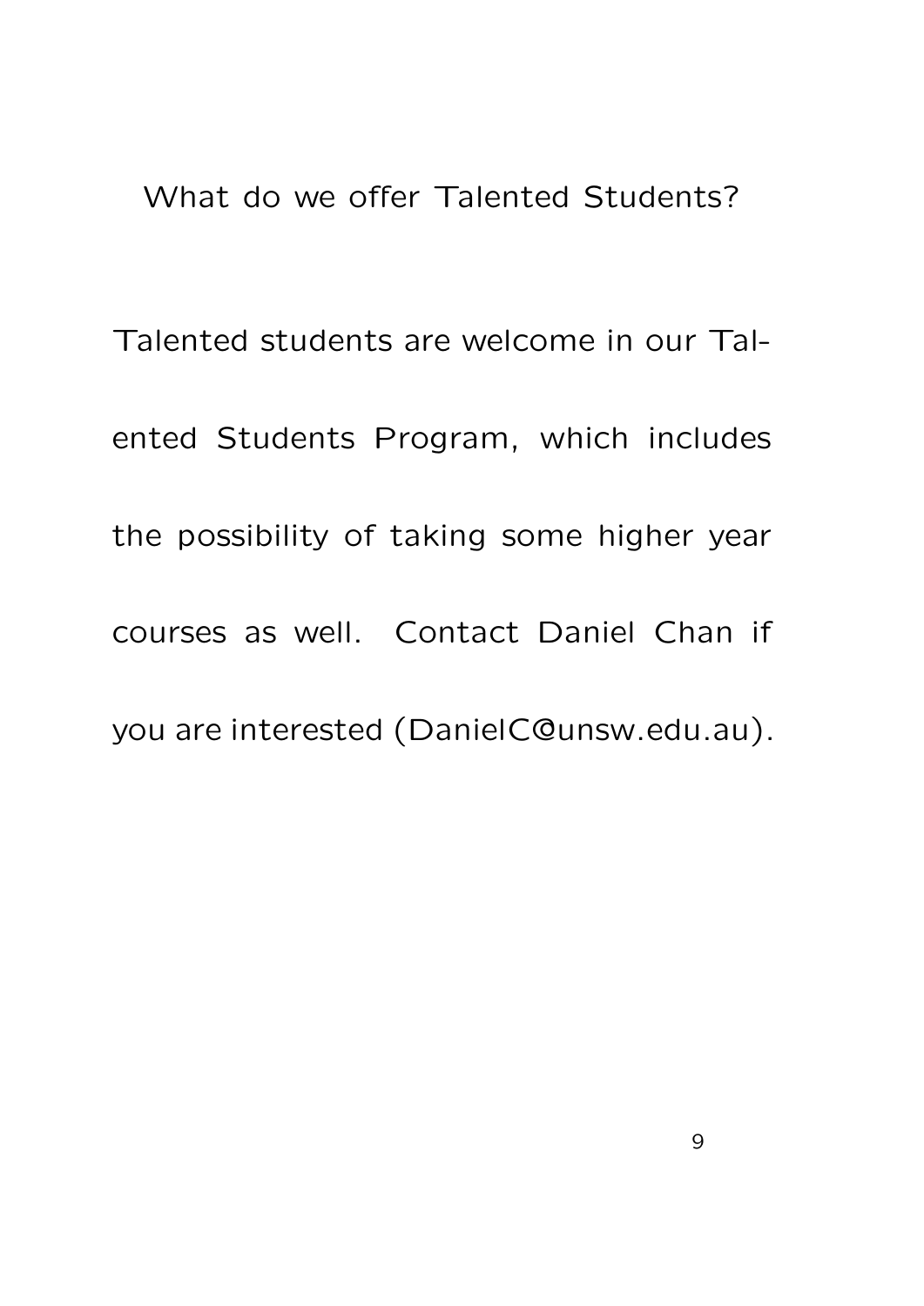# What do we offer Talented Students?

Talented students are welcome in our Talented Students Program, which includes the possibility of taking some higher year courses as well. Contact Daniel Chan if you are interested (DanielC@unsw.edu.au).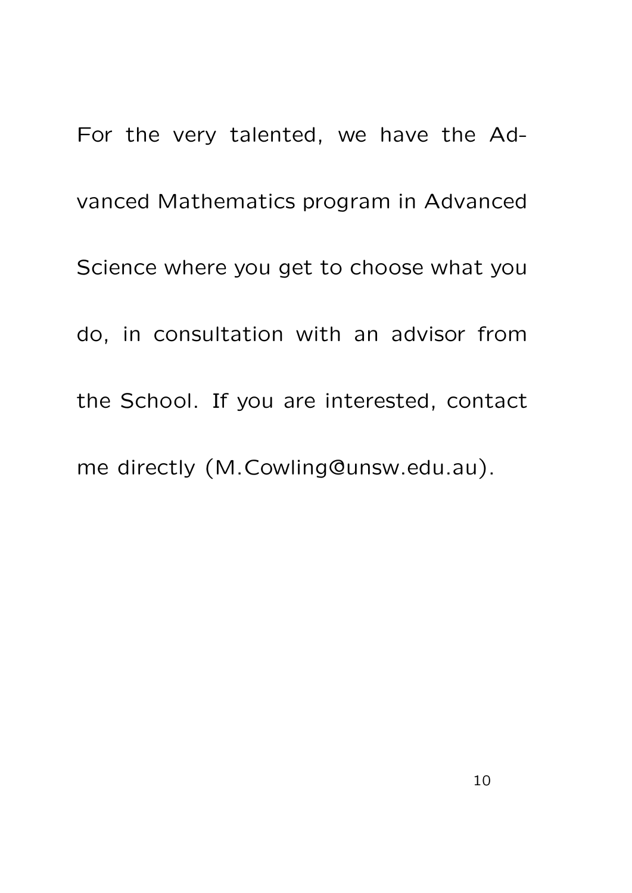For the very talented, we have the Advanced Mathematics program in Advanced Science where you get to choose what you do, in consultation with an advisor from the School. If you are interested, contact me directly (M.Cowling@unsw.edu.au).